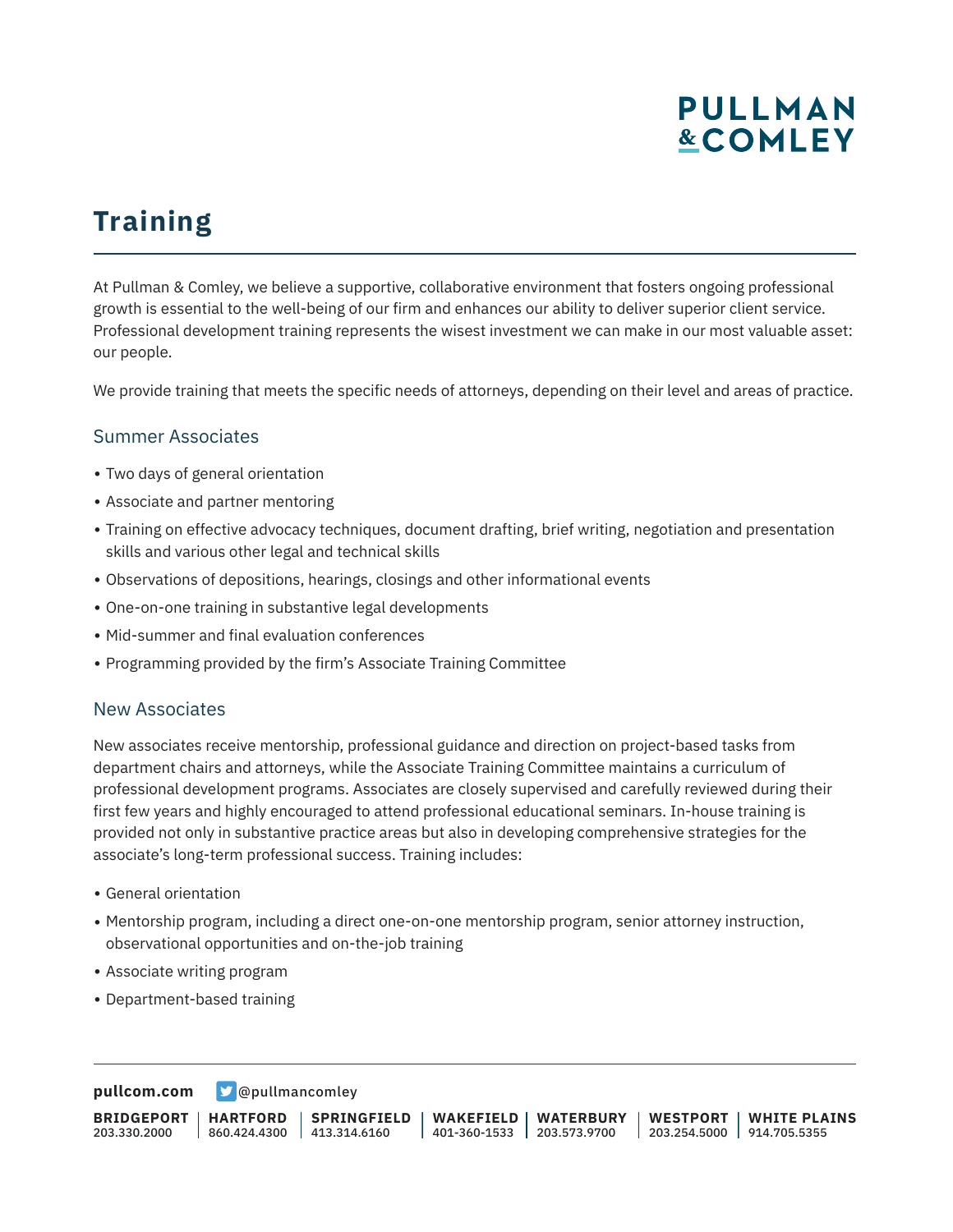# Training

At Pullman & Comley, we believe a supportive, collaborative environment that fosters ongoing professional growth is essential to the well-being of our firm and enhances our ability to deliver superior client service. Professional development training represents the wisest investment we can make in our most valuable asset: our people.

We provide training that meets the specific needs of attorneys, depending on their level and areas of practice.

## Summer Associates

- Two days of general orientation
- Associate and partner mentoring
- Training on effective advocacy techniques, document drafting, brief writing, negotiation and presentation skills and various other legal and technical skills
- Observations of depositions, hearings, closings and other informational events
- One-on-one training in substantive legal developments
- Mid-summer and final evaluation conferences
- Programming provided by the firm's Associate Training Committee

## New Associates

New associates receive mentorship, professional guidance and direction on project-based tasks from department chairs and attorneys, while the Associate Training Committee maintains a curriculum of professional development programs. Associates are closely supervised and carefully reviewed during their first few years and highly encouraged to attend professional educational seminars. In-house training is provided not only in substantive practice areas but also in developing comprehensive strategies for the associate's long-term professional success. Training includes:

- General orientation
- Mentorship program, including a direct one-on-one mentorship program, senior attorney instruction, observational opportunities and on-the-job training
- Associate writing program
- Department-based training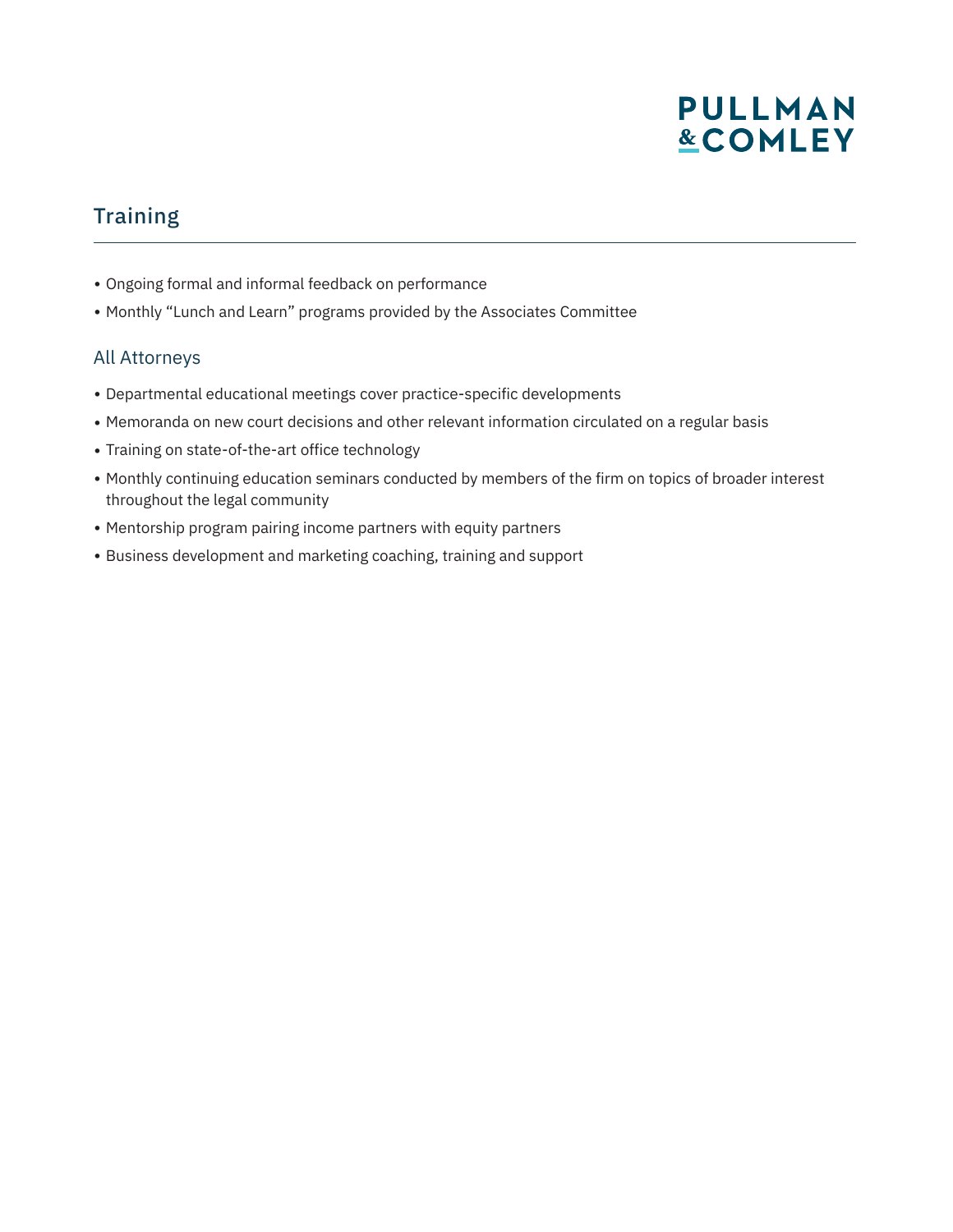## Training

- Ongoing formal and informal feedback on performance
- Monthly “Lunch and Learn” programs provided by the Associates Committee

### All Attorneys

- Departmental educational meetings cover practice-specific developments
- Memoranda on new court decisions and other relevant information circulated on a regular basis
- Training on state-of-the-art office technology
- Monthly continuing education seminars conducted by members of the firm on topics of broader interest throughout the legal community
- Mentorship program pairing income partners with equity partners
- Business development and marketing coaching, training and support